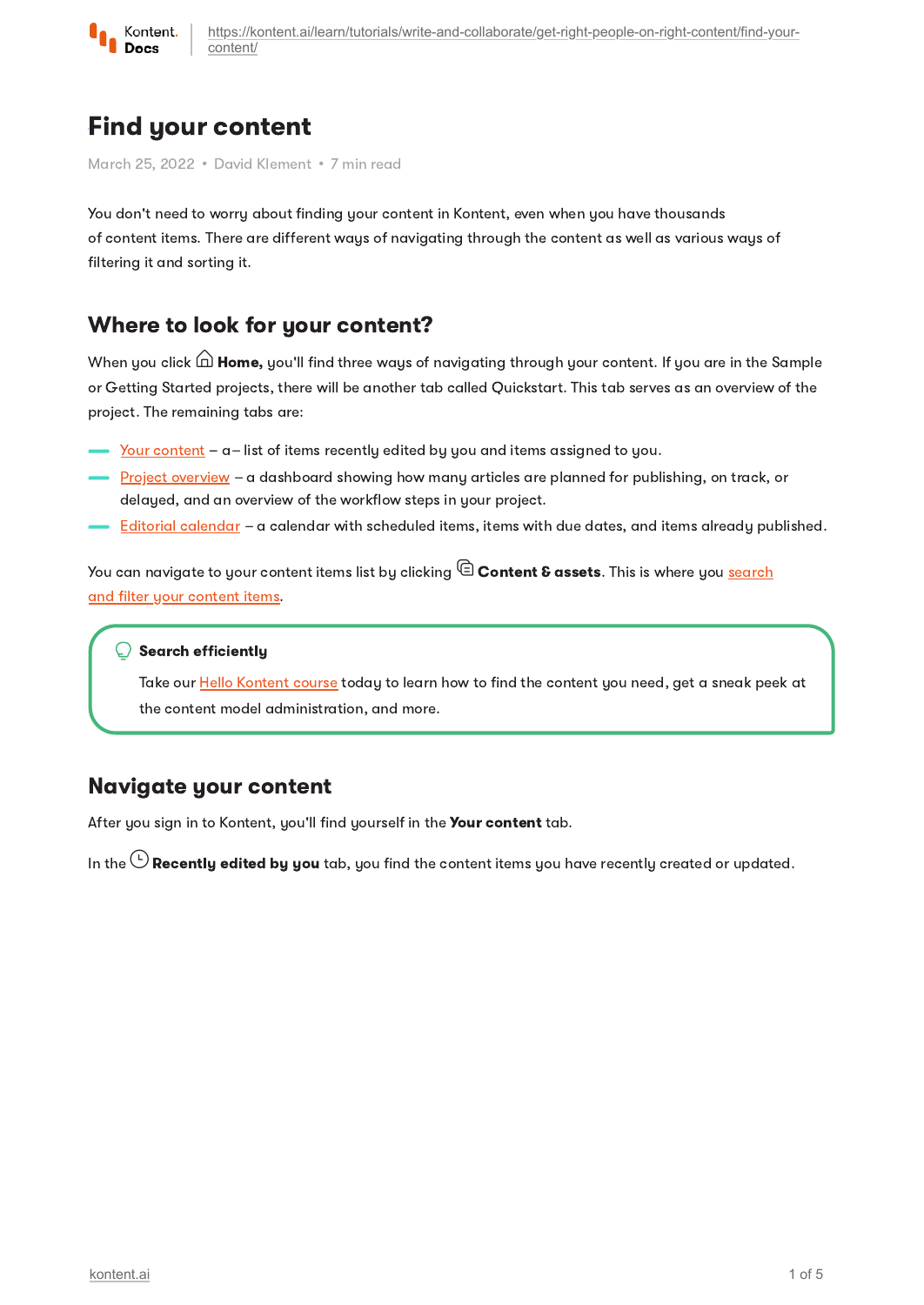# Find your content

March 25, 2022 • David Klement • 7 min read

You don't need to worry about finding your content in Kontent, even when you have thousands of content items. There are different ways of navigating through the content as well as various ways of filtering it and sorting it.

## Where to look for your content?

When you click **Home,** you'll find three ways of navigating through your content. If you are in the Sample or Getting Started projects, there will be another tab called Quickstart. This tab serves as an overview of the project. The remaining tabs are:

- Your content – a– list of items recently edited by you and items assigned to you.
- Project overview – a dashboard showing how many articles are planned for publishing, on track, or delayed, and an overview of the workflow steps in your project.
- Editorial calendar – a calendar with scheduled items, items with due dates, and items already published.

You can navigate to your content items list by clicking **Content & assets**. This is where you search and filter your content items.

> **Search efficiently**
>
> Take our Hello Kontent course today to learn how to find the content you need, get a sneak peek at the content model administration, and more.

## Navigate your content

After you sign in to Kontent, you'll find yourself in the **Your content** tab.

In the **Recently edited by you** tab, you find the content items you have recently created or updated.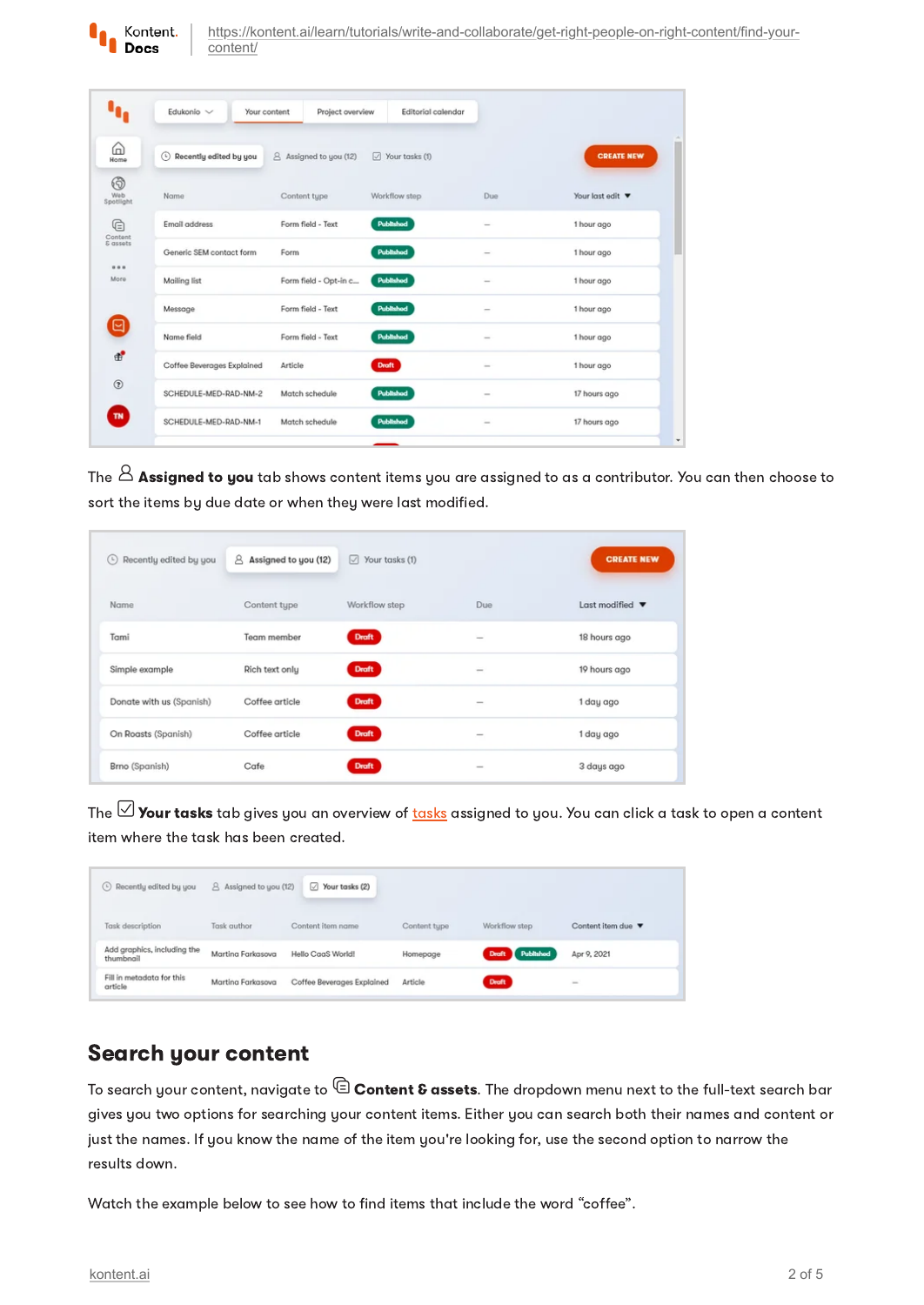The Assigned to you tab shows content items you are assigned to as a contributor. You can then choose to sort the items by due date or when they were last modified.

The Your tasks tab gives you an overview of tasks assigned to you. You can click a task to open a content item where the task has been created.

## Search your content

To search your content, navigate to **Content & assets**. The dropdown menu next to the full-text search bar gives you two options for searching your content items. Either you can search both their names and content or just the names. If you know the name of the item you're looking for, use the second option to narrow the results down.

Watch the example below to see how to find items that include the word "coffee".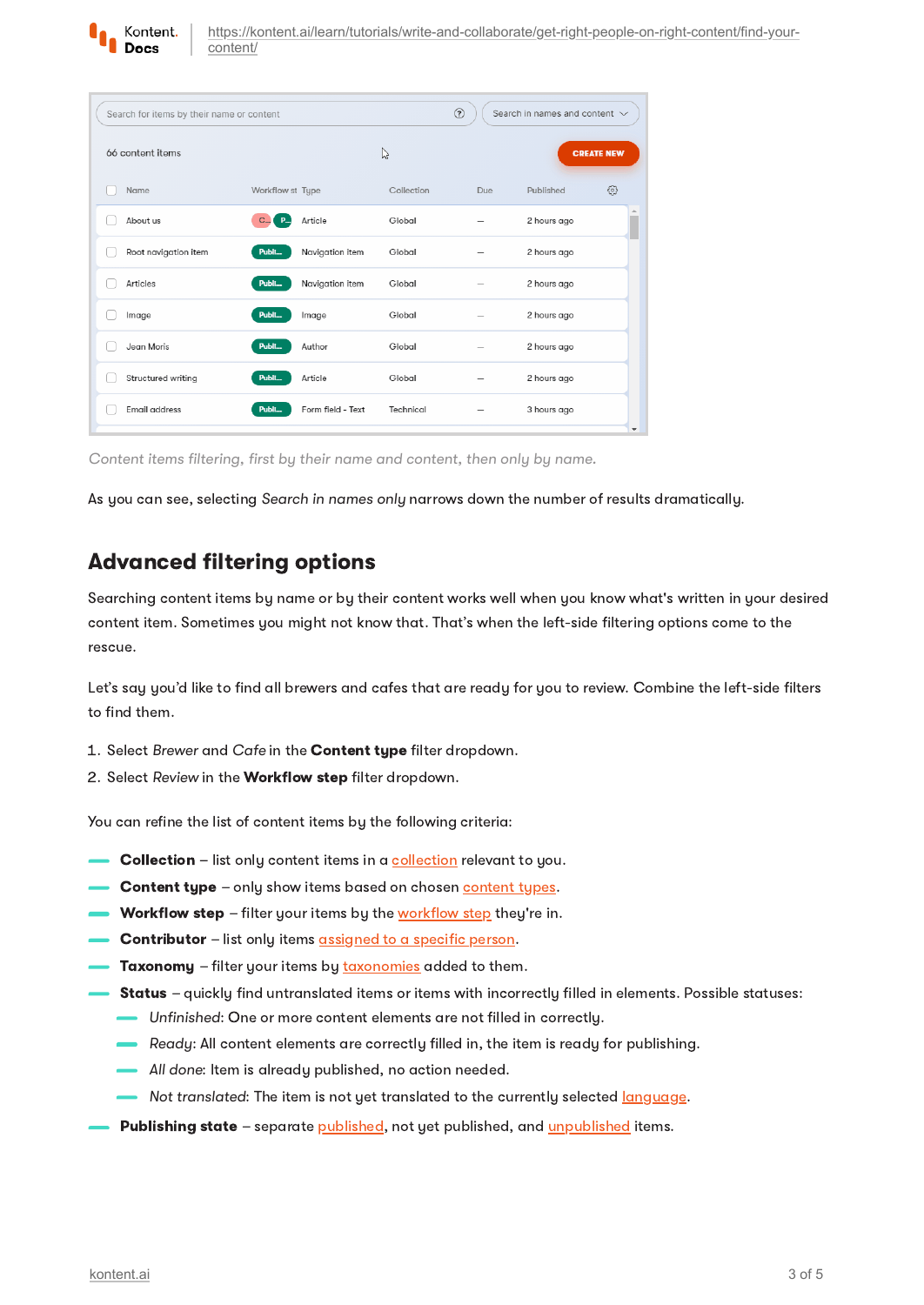Content items filtering, first by their name and content, then only by name.

As you can see, selecting *Search in names only* narrows down the number of results dramatically.

## Advanced filtering options

Searching content items by name or by their content works well when you know what's written in your desired content item. Sometimes you might not know that. That's when the left-side filtering options come to the rescue.

Let's say you'd like to find all brewers and cafes that are ready for you to review. Combine the left-side filters to find them.

1. Select *Brewer* and *Cafe* in the **Content type** filter dropdown.
2. Select *Review* in the **Workflow step** filter dropdown.

You can refine the list of content items by the following criteria:

- **Collection** – list only content items in a collection relevant to you.
- **Content type** – only show items based on chosen content types.
- **Workflow step** – filter your items by the workflow step they're in.
- **Contributor** – list only items assigned to a specific person.
- **Taxonomy** – filter your items by taxonomies added to them.
- **Status** – quickly find untranslated items or items with incorrectly filled in elements. Possible statuses:
  - *Unfinished*: One or more content elements are not filled in correctly.
  - *Ready*: All content elements are correctly filled in, the item is ready for publishing.
  - *All done*: Item is already published, no action needed.
  - *Not translated*: The item is not yet translated to the currently selected language.
- **Publishing state** – separate published, not yet published, and unpublished items.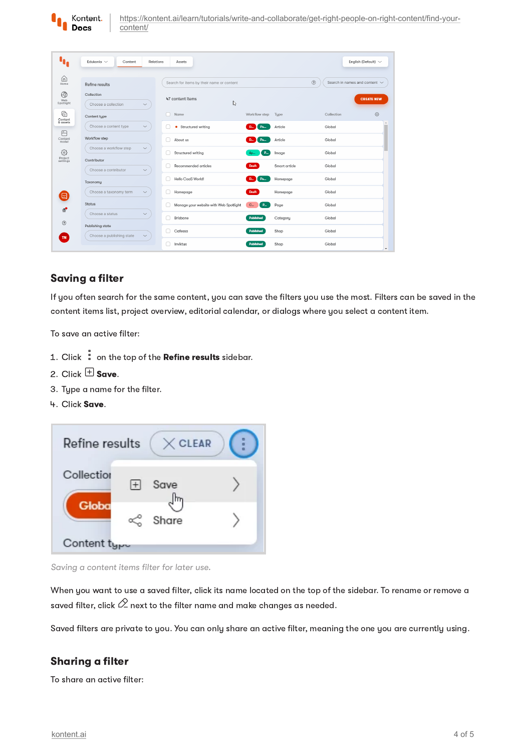## Saving a filter

If you often search for the same content, you can save the filters you use the most. Filters can be saved in the content items list, project overview, editorial calendar, or dialogs where you select a content item.

To save an active filter:

1. Click ⋮ on the top of the **Refine results** sidebar.
2. Click ⊞ **Save**.
3. Type a name for the filter.
4. Click **Save**.

*Saving a content items filter for later use.*

When you want to use a saved filter, click its name located on the top of the sidebar. To rename or remove a saved filter, click ✎ next to the filter name and make changes as needed.

Saved filters are private to you. You can only share an active filter, meaning the one you are currently using.

## Sharing a filter

To share an active filter: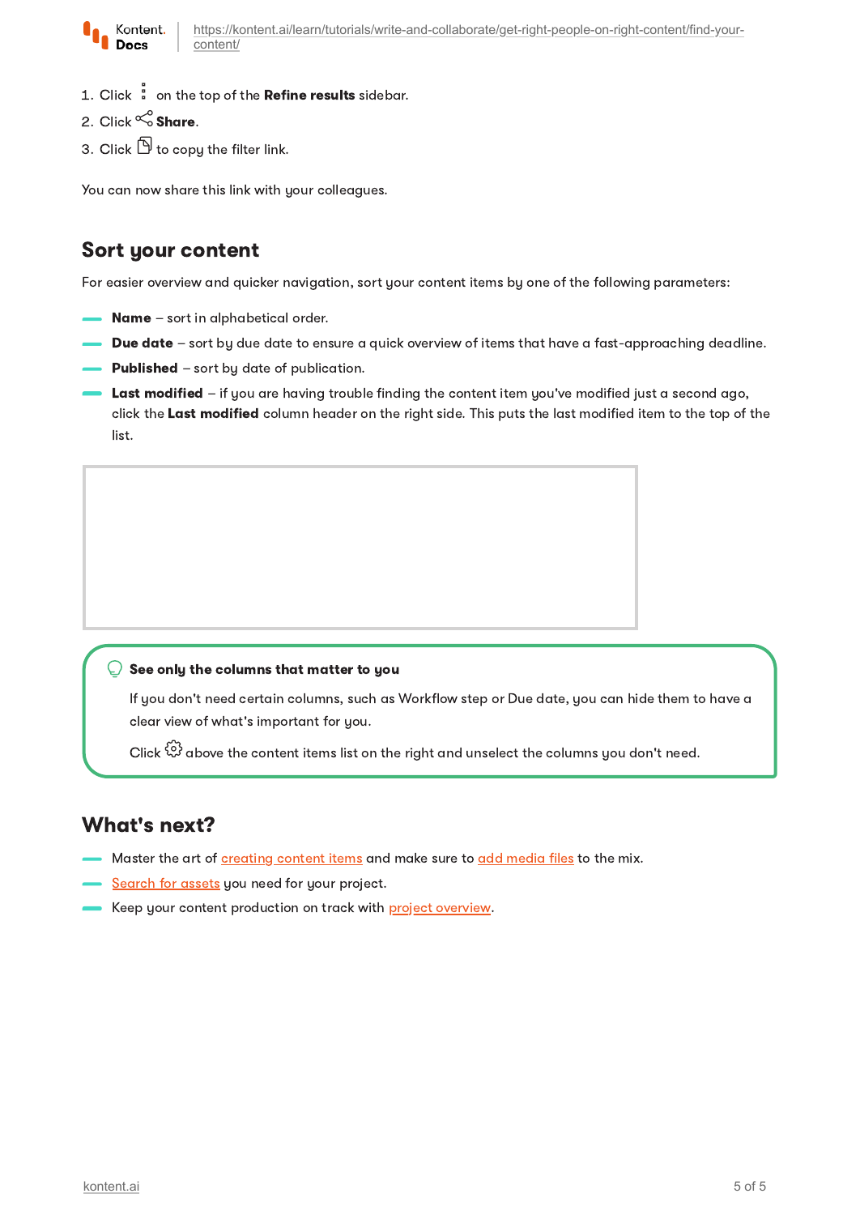1. Click ⋮ on the top of the **Refine results** sidebar.
2. Click **Share**.
3. Click to copy the filter link.

You can now share this link with your colleagues.

## Sort your content

For easier overview and quicker navigation, sort your content items by one of the following parameters:

- **Name** – sort in alphabetical order.
- **Due date** – sort by due date to ensure a quick overview of items that have a fast-approaching deadline.
- **Published** – sort by date of publication.
- **Last modified** – if you are having trouble finding the content item you've modified just a second ago, click the **Last modified** column header on the right side. This puts the last modified item to the top of the list.

> **See only the columns that matter to you**
>
> If you don't need certain columns, such as Workflow step or Due date, you can hide them to have a clear view of what's important for you.
>
> Click above the content items list on the right and unselect the columns you don't need.

## What's next?

- Master the art of creating content items and make sure to add media files to the mix.
- Search for assets you need for your project.
- Keep your content production on track with project overview.